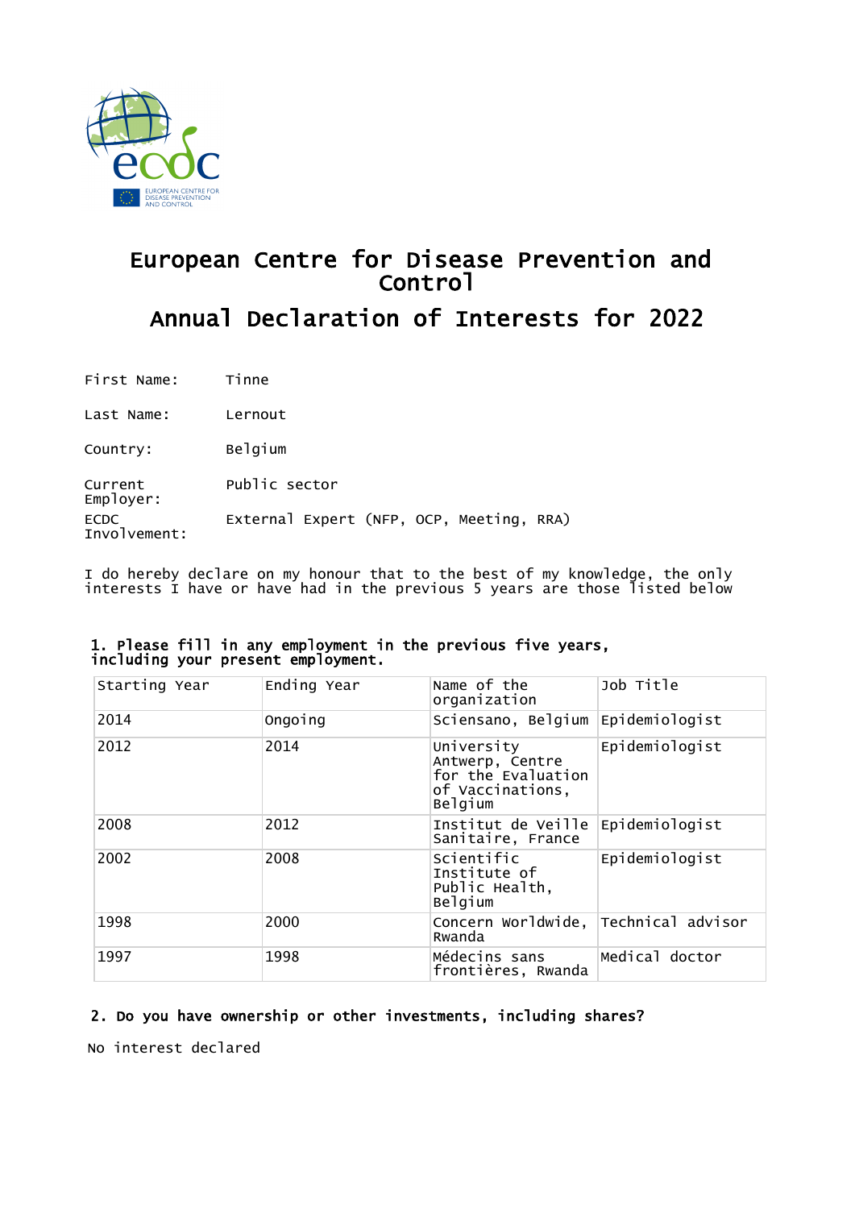# European Centre for Disease Prevention and Control

## Annual Declaration of Interests for 2022

First Name: Tinne

Last Name: Lernout

Country: Belgium

Current Employer: Public sector

ECDC Involvement: External Expert (NFP, OCP, Meeting, RRA)

I do hereby declare on my honour that to the best of my knowledge, the only interests I have or have had in the previous 5 years are those listed below

### 1. Please fill in any employment in the previous five years, including your present employment.

| Starting Year | Ending Year | Name of the organization | Job Title |
|---|---|---|---|
| 2014 | Ongoing | Sciensano, Belgium | Epidemiologist |
| 2012 | 2014 | University Antwerp, Centre for the Evaluation of Vaccinations, Belgium | Epidemiologist |
| 2008 | 2012 | Institut de Veille Sanitaire, France | Epidemiologist |
| 2002 | 2008 | Scientific Institute of Public Health, Belgium | Epidemiologist |
| 1998 | 2000 | Concern Worldwide, Rwanda | Technical advisor |
| 1997 | 1998 | Médecins sans frontières, Rwanda | Medical doctor |

### 2. Do you have ownership or other investments, including shares?

No interest declared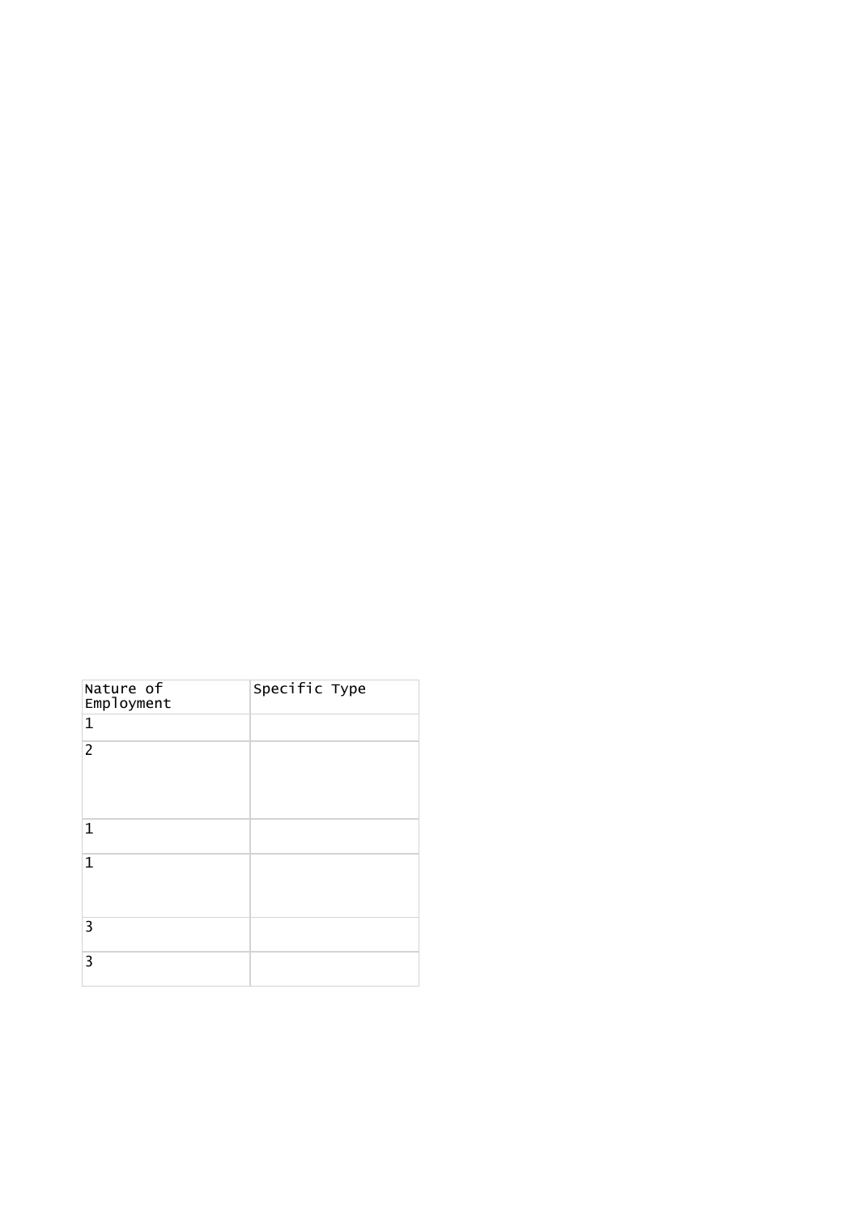| Nature of Employment | Specific Type |
| --- | --- |
| 1 | |
| 2 | |
| 1 | |
| 1 | |
| 3 | |
| 3 | |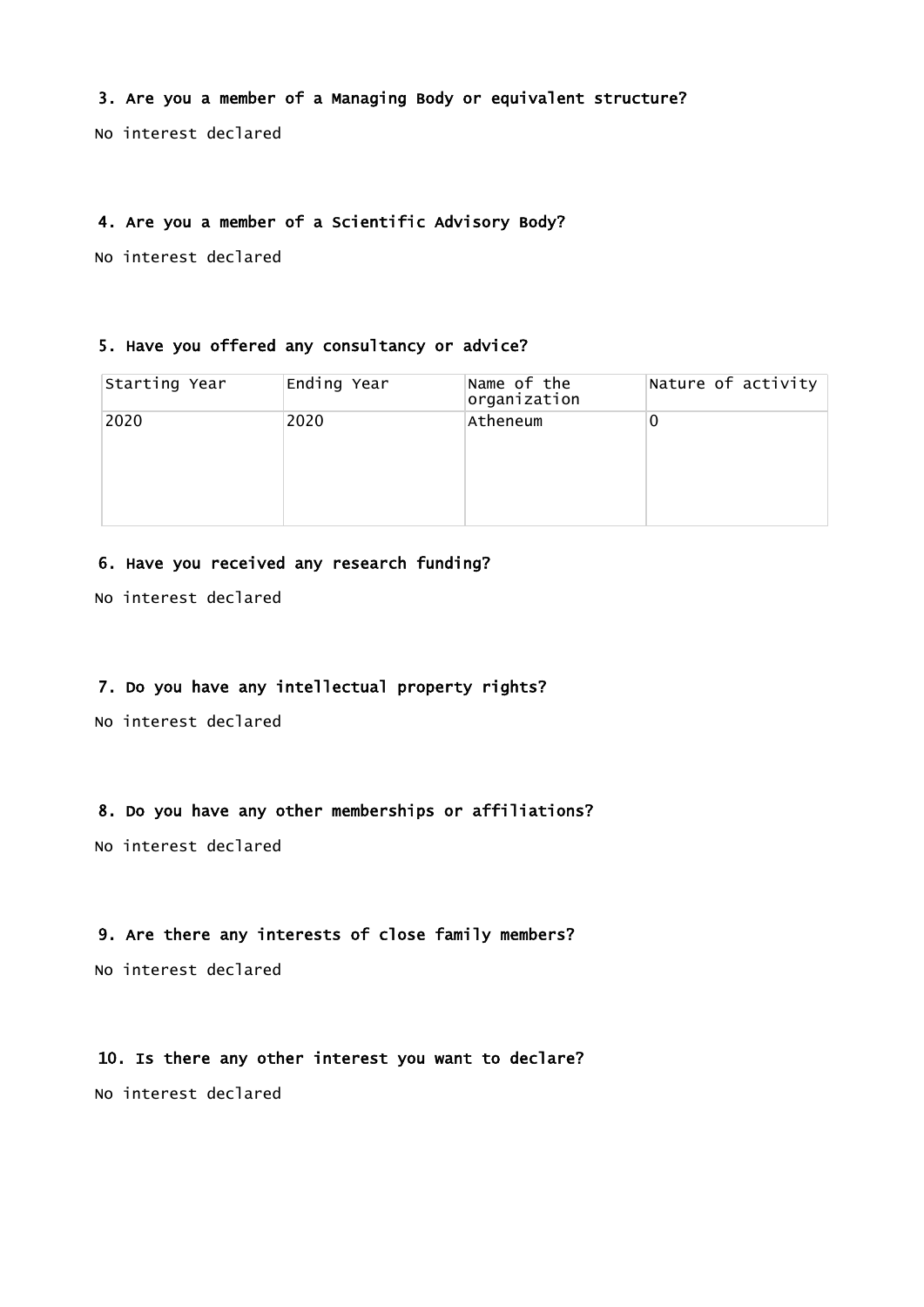### 3. Are you a member of a Managing Body or equivalent structure?

No interest declared

### 4. Are you a member of a Scientific Advisory Body?

No interest declared

### 5. Have you offered any consultancy or advice?

| Starting Year | Ending Year | Name of the organization | Nature of activity |
|---|---|---|---|
| 2020 | 2020 | Atheneum | 0 |

### 6. Have you received any research funding?

No interest declared

### 7. Do you have any intellectual property rights?

No interest declared

### 8. Do you have any other memberships or affiliations?

No interest declared

### 9. Are there any interests of close family members?

No interest declared

### 10. Is there any other interest you want to declare?

No interest declared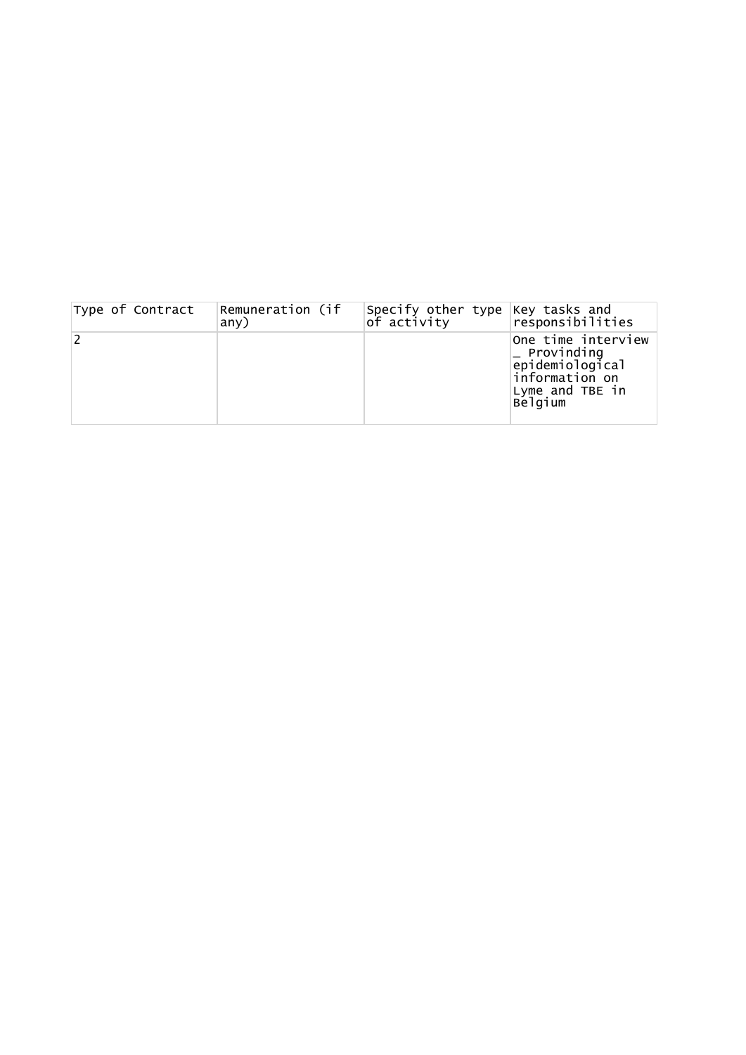| Type of Contract | Remuneration (if any) | Specify other type of activity | Key tasks and responsibilities |
|---|---|---|---|
| 2 | | | One time interview _ Provinding epidemiological information on Lyme and TBE in Belgium |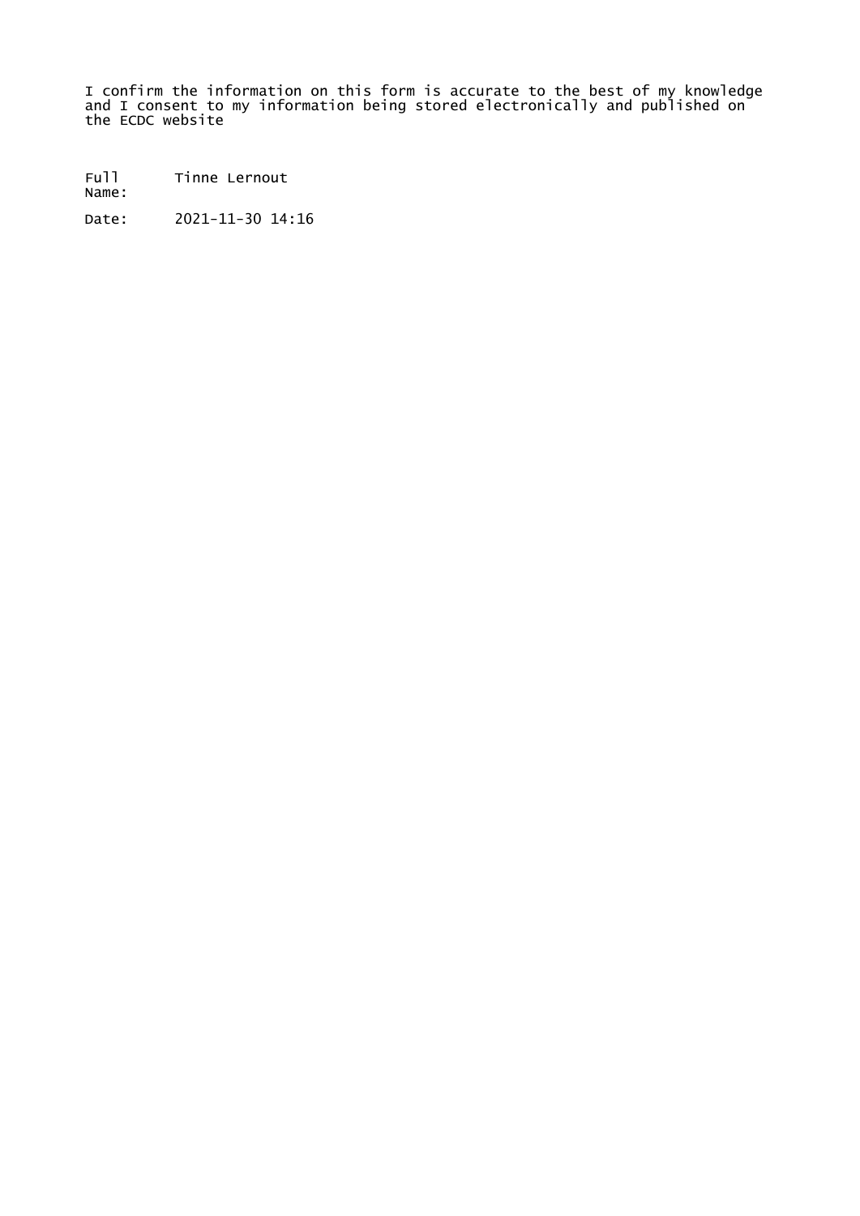I confirm the information on this form is accurate to the best of my knowledge and I consent to my information being stored electronically and published on the ECDC website

| | |
|---|---|
| Full Name: | Tinne Lernout |
| Date: | 2021-11-30 14:16 |